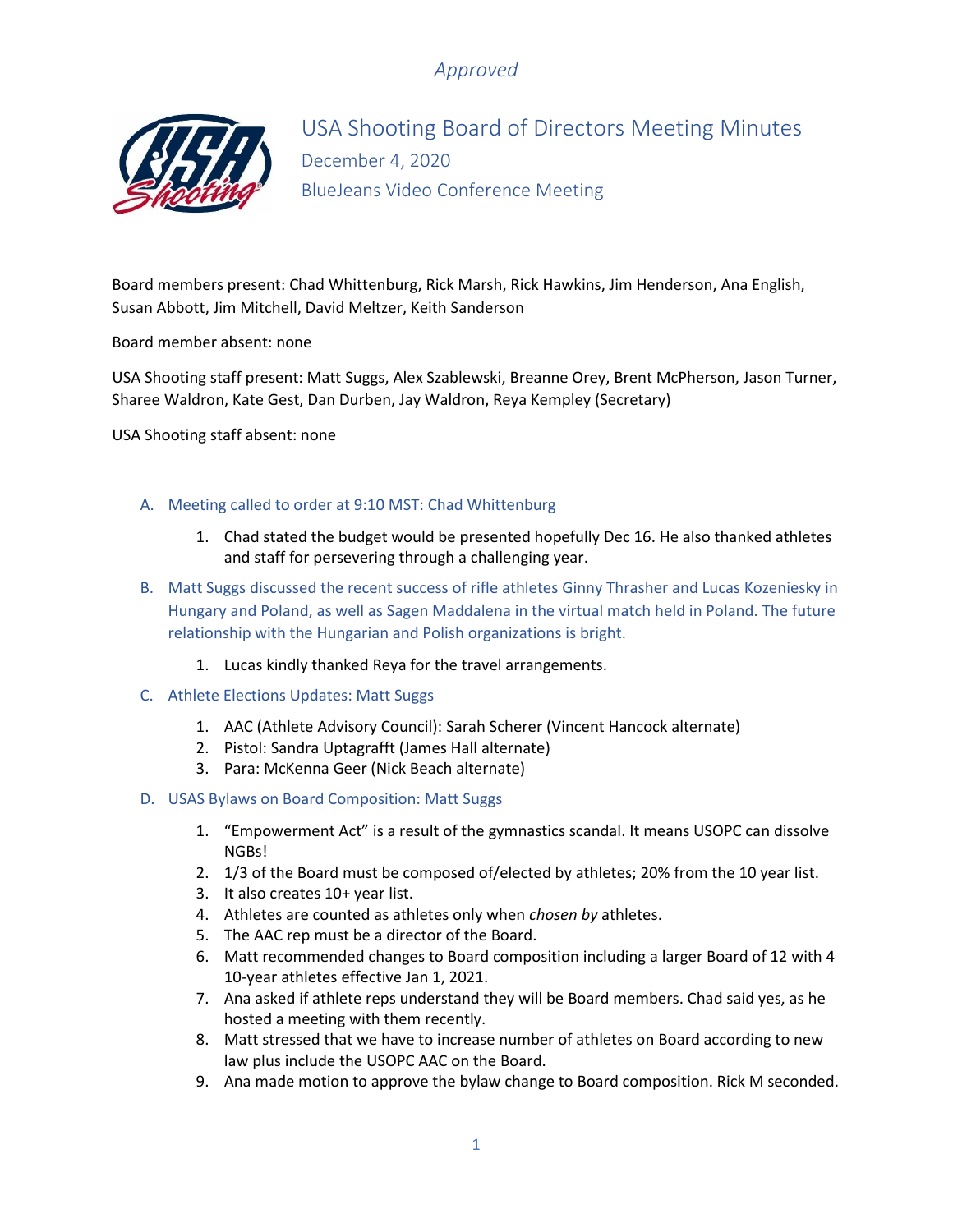*Approved*

# USA Shooting Board of Directors Meeting Minutes

December 4, 2020

BlueJeans Video Conference Meeting

Board members present: Chad Whittenburg, Rick Marsh, Rick Hawkins, Jim Henderson, Ana English, Susan Abbott, Jim Mitchell, David Meltzer, Keith Sanderson

Board member absent: none

USA Shooting staff present: Matt Suggs, Alex Szablewski, Breanne Orey, Brent McPherson, Jason Turner, Sharee Waldron, Kate Gest, Dan Durben, Jay Waldron, Reya Kempley (Secretary)

USA Shooting staff absent: none

A. Meeting called to order at 9:10 MST: Chad Whittenburg

1. Chad stated the budget would be presented hopefully Dec 16. He also thanked athletes and staff for persevering through a challenging year.

B. Matt Suggs discussed the recent success of rifle athletes Ginny Thrasher and Lucas Kozeniesky in Hungary and Poland, as well as Sagen Maddalena in the virtual match held in Poland. The future relationship with the Hungarian and Polish organizations is bright.

1. Lucas kindly thanked Reya for the travel arrangements.

C. Athlete Elections Updates: Matt Suggs

1. AAC (Athlete Advisory Council): Sarah Scherer (Vincent Hancock alternate)
2. Pistol: Sandra Uptagrafft (James Hall alternate)
3. Para: McKenna Geer (Nick Beach alternate)

D. USAS Bylaws on Board Composition: Matt Suggs

1. "Empowerment Act" is a result of the gymnastics scandal. It means USOPC can dissolve NGBs!
2. 1/3 of the Board must be composed of/elected by athletes; 20% from the 10 year list.
3. It also creates 10+ year list.
4. Athletes are counted as athletes only when *chosen by* athletes.
5. The AAC rep must be a director of the Board.
6. Matt recommended changes to Board composition including a larger Board of 12 with 4 10-year athletes effective Jan 1, 2021.
7. Ana asked if athlete reps understand they will be Board members. Chad said yes, as he hosted a meeting with them recently.
8. Matt stressed that we have to increase number of athletes on Board according to new law plus include the USOPC AAC on the Board.
9. Ana made motion to approve the bylaw change to Board composition. Rick M seconded.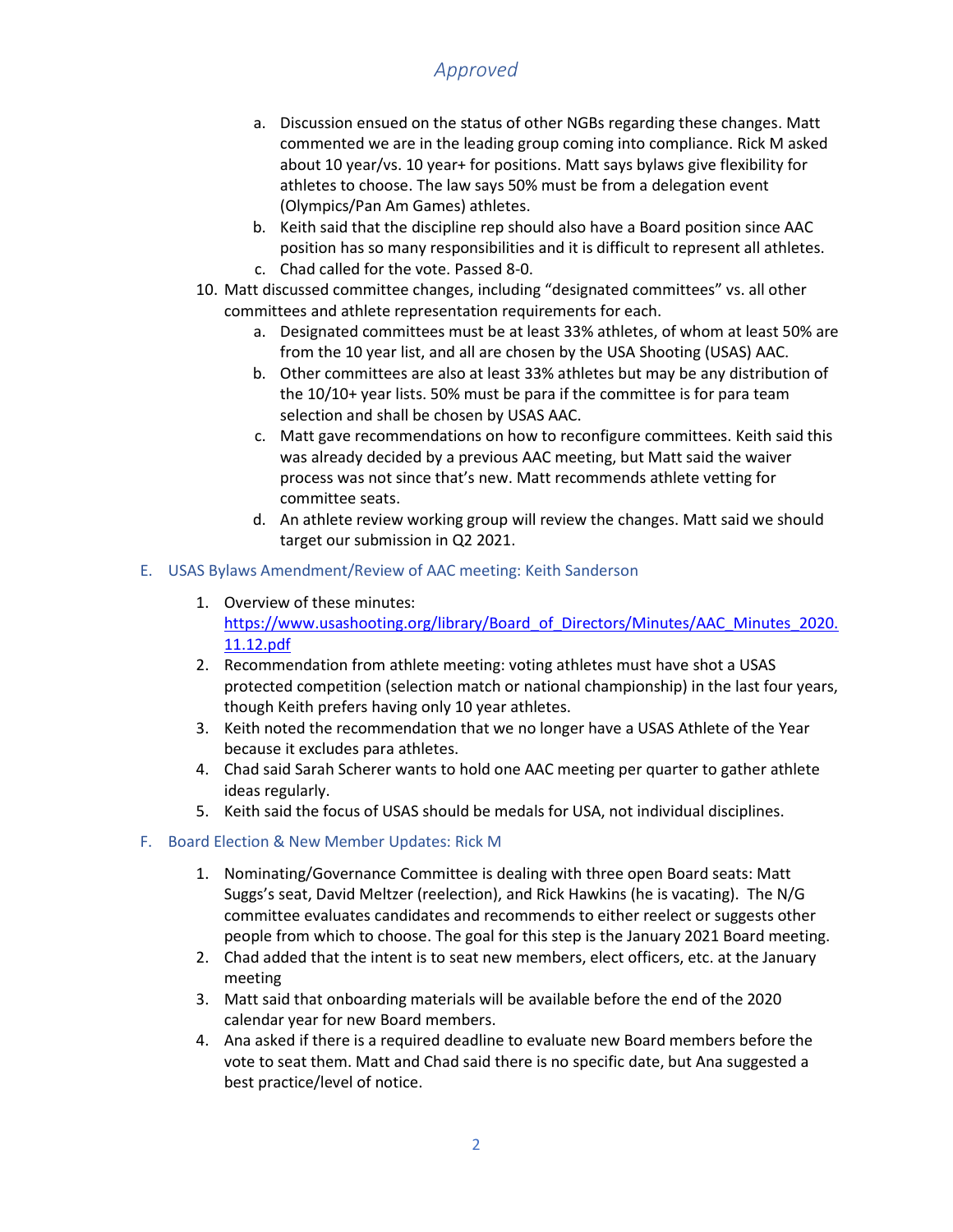*Approved*

   a. Discussion ensued on the status of other NGBs regarding these changes. Matt commented we are in the leading group coming into compliance. Rick M asked about 10 year/vs. 10 year+ for positions. Matt says bylaws give flexibility for athletes to choose. The law says 50% must be from a delegation event (Olympics/Pan Am Games) athletes.
   b. Keith said that the discipline rep should also have a Board position since AAC position has so many responsibilities and it is difficult to represent all athletes.
   c. Chad called for the vote. Passed 8-0.

10. Matt discussed committee changes, including "designated committees" vs. all other committees and athlete representation requirements for each.
    a. Designated committees must be at least 33% athletes, of whom at least 50% are from the 10 year list, and all are chosen by the USA Shooting (USAS) AAC.
    b. Other committees are also at least 33% athletes but may be any distribution of the 10/10+ year lists. 50% must be para if the committee is for para team selection and shall be chosen by USAS AAC.
    c. Matt gave recommendations on how to reconfigure committees. Keith said this was already decided by a previous AAC meeting, but Matt said the waiver process was not since that's new. Matt recommends athlete vetting for committee seats.
    d. An athlete review working group will review the changes. Matt said we should target our submission in Q2 2021.

### E. USAS Bylaws Amendment/Review of AAC meeting: Keith Sanderson

1. Overview of these minutes: https://www.usashooting.org/library/Board_of_Directors/Minutes/AAC_Minutes_2020.11.12.pdf
2. Recommendation from athlete meeting: voting athletes must have shot a USAS protected competition (selection match or national championship) in the last four years, though Keith prefers having only 10 year athletes.
3. Keith noted the recommendation that we no longer have a USAS Athlete of the Year because it excludes para athletes.
4. Chad said Sarah Scherer wants to hold one AAC meeting per quarter to gather athlete ideas regularly.
5. Keith said the focus of USAS should be medals for USA, not individual disciplines.

### F. Board Election & New Member Updates: Rick M

1. Nominating/Governance Committee is dealing with three open Board seats: Matt Suggs's seat, David Meltzer (reelection), and Rick Hawkins (he is vacating). The N/G committee evaluates candidates and recommends to either reelect or suggests other people from which to choose. The goal for this step is the January 2021 Board meeting.
2. Chad added that the intent is to seat new members, elect officers, etc. at the January meeting
3. Matt said that onboarding materials will be available before the end of the 2020 calendar year for new Board members.
4. Ana asked if there is a required deadline to evaluate new Board members before the vote to seat them. Matt and Chad said there is no specific date, but Ana suggested a best practice/level of notice.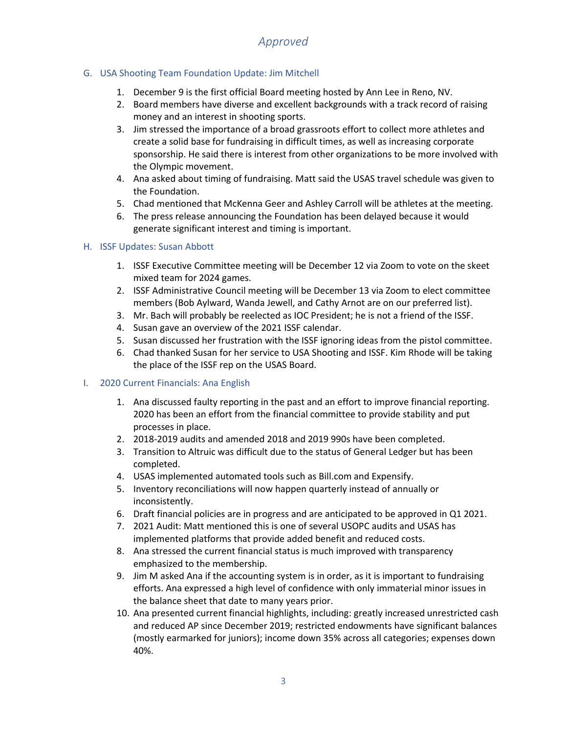*Approved*

## G. USA Shooting Team Foundation Update: Jim Mitchell

1. December 9 is the first official Board meeting hosted by Ann Lee in Reno, NV.
2. Board members have diverse and excellent backgrounds with a track record of raising money and an interest in shooting sports.
3. Jim stressed the importance of a broad grassroots effort to collect more athletes and create a solid base for fundraising in difficult times, as well as increasing corporate sponsorship. He said there is interest from other organizations to be more involved with the Olympic movement.
4. Ana asked about timing of fundraising. Matt said the USAS travel schedule was given to the Foundation.
5. Chad mentioned that McKenna Geer and Ashley Carroll will be athletes at the meeting.
6. The press release announcing the Foundation has been delayed because it would generate significant interest and timing is important.

## H. ISSF Updates: Susan Abbott

1. ISSF Executive Committee meeting will be December 12 via Zoom to vote on the skeet mixed team for 2024 games.
2. ISSF Administrative Council meeting will be December 13 via Zoom to elect committee members (Bob Aylward, Wanda Jewell, and Cathy Arnot are on our preferred list).
3. Mr. Bach will probably be reelected as IOC President; he is not a friend of the ISSF.
4. Susan gave an overview of the 2021 ISSF calendar.
5. Susan discussed her frustration with the ISSF ignoring ideas from the pistol committee.
6. Chad thanked Susan for her service to USA Shooting and ISSF. Kim Rhode will be taking the place of the ISSF rep on the USAS Board.

## I. 2020 Current Financials: Ana English

1. Ana discussed faulty reporting in the past and an effort to improve financial reporting. 2020 has been an effort from the financial committee to provide stability and put processes in place.
2. 2018-2019 audits and amended 2018 and 2019 990s have been completed.
3. Transition to Altruic was difficult due to the status of General Ledger but has been completed.
4. USAS implemented automated tools such as Bill.com and Expensify.
5. Inventory reconciliations will now happen quarterly instead of annually or inconsistently.
6. Draft financial policies are in progress and are anticipated to be approved in Q1 2021.
7. 2021 Audit: Matt mentioned this is one of several USOPC audits and USAS has implemented platforms that provide added benefit and reduced costs.
8. Ana stressed the current financial status is much improved with transparency emphasized to the membership.
9. Jim M asked Ana if the accounting system is in order, as it is important to fundraising efforts. Ana expressed a high level of confidence with only immaterial minor issues in the balance sheet that date to many years prior.
10. Ana presented current financial highlights, including: greatly increased unrestricted cash and reduced AP since December 2019; restricted endowments have significant balances (mostly earmarked for juniors); income down 35% across all categories; expenses down 40%.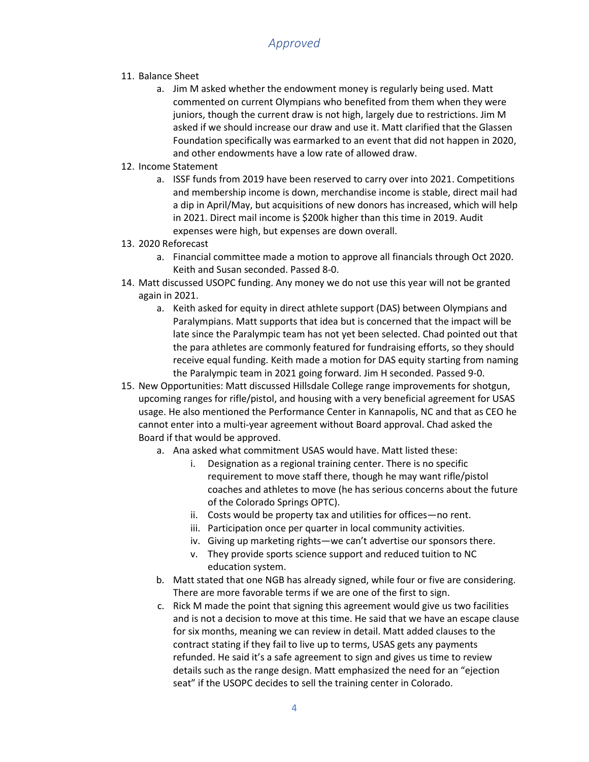11. Balance Sheet
    a. Jim M asked whether the endowment money is regularly being used. Matt commented on current Olympians who benefited from them when they were juniors, though the current draw is not high, largely due to restrictions. Jim M asked if we should increase our draw and use it. Matt clarified that the Glassen Foundation specifically was earmarked to an event that did not happen in 2020, and other endowments have a low rate of allowed draw.
12. Income Statement
    a. ISSF funds from 2019 have been reserved to carry over into 2021. Competitions and membership income is down, merchandise income is stable, direct mail had a dip in April/May, but acquisitions of new donors has increased, which will help in 2021. Direct mail income is $200k higher than this time in 2019. Audit expenses were high, but expenses are down overall.
13. 2020 Reforecast
    a. Financial committee made a motion to approve all financials through Oct 2020. Keith and Susan seconded. Passed 8-0.
14. Matt discussed USOPC funding. Any money we do not use this year will not be granted again in 2021.
    a. Keith asked for equity in direct athlete support (DAS) between Olympians and Paralympians. Matt supports that idea but is concerned that the impact will be late since the Paralympic team has not yet been selected. Chad pointed out that the para athletes are commonly featured for fundraising efforts, so they should receive equal funding. Keith made a motion for DAS equity starting from naming the Paralympic team in 2021 going forward. Jim H seconded. Passed 9-0.
15. New Opportunities: Matt discussed Hillsdale College range improvements for shotgun, upcoming ranges for rifle/pistol, and housing with a very beneficial agreement for USAS usage. He also mentioned the Performance Center in Kannapolis, NC and that as CEO he cannot enter into a multi-year agreement without Board approval. Chad asked the Board if that would be approved.
    a. Ana asked what commitment USAS would have. Matt listed these:
        i. Designation as a regional training center. There is no specific requirement to move staff there, though he may want rifle/pistol coaches and athletes to move (he has serious concerns about the future of the Colorado Springs OPTC).
        ii. Costs would be property tax and utilities for offices—no rent.
        iii. Participation once per quarter in local community activities.
        iv. Giving up marketing rights—we can't advertise our sponsors there.
        v. They provide sports science support and reduced tuition to NC education system.
    b. Matt stated that one NGB has already signed, while four or five are considering. There are more favorable terms if we are one of the first to sign.
    c. Rick M made the point that signing this agreement would give us two facilities and is not a decision to move at this time. He said that we have an escape clause for six months, meaning we can review in detail. Matt added clauses to the contract stating if they fail to live up to terms, USAS gets any payments refunded. He said it's a safe agreement to sign and gives us time to review details such as the range design. Matt emphasized the need for an "ejection seat" if the USOPC decides to sell the training center in Colorado.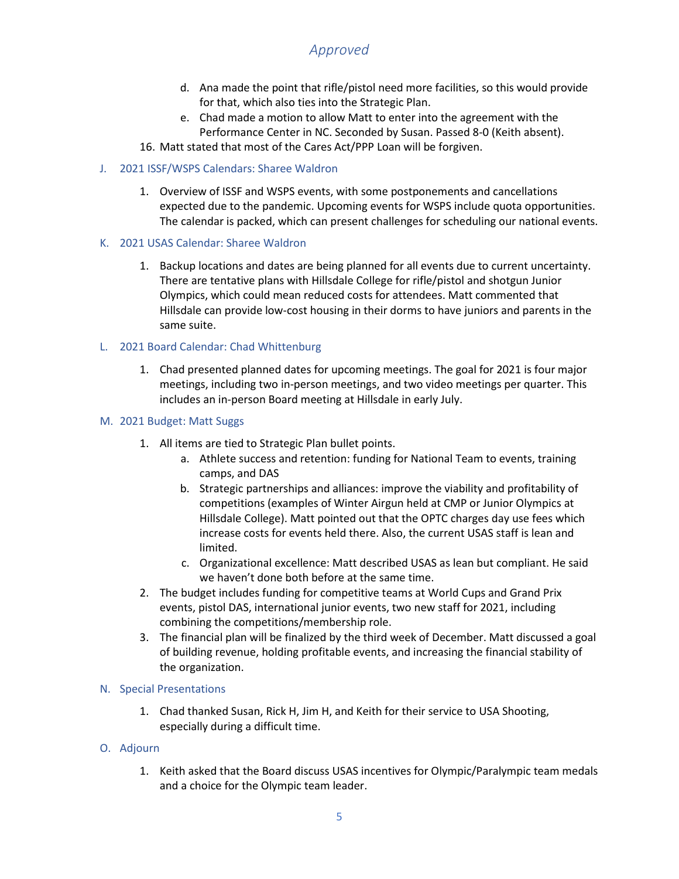*Approved*

   d. Ana made the point that rifle/pistol need more facilities, so this would provide for that, which also ties into the Strategic Plan.
   e. Chad made a motion to allow Matt to enter into the agreement with the Performance Center in NC. Seconded by Susan. Passed 8-0 (Keith absent).

16. Matt stated that most of the Cares Act/PPP Loan will be forgiven.

## J. 2021 ISSF/WSPS Calendars: Sharee Waldron

1. Overview of ISSF and WSPS events, with some postponements and cancellations expected due to the pandemic. Upcoming events for WSPS include quota opportunities. The calendar is packed, which can present challenges for scheduling our national events.

## K. 2021 USAS Calendar: Sharee Waldron

1. Backup locations and dates are being planned for all events due to current uncertainty. There are tentative plans with Hillsdale College for rifle/pistol and shotgun Junior Olympics, which could mean reduced costs for attendees. Matt commented that Hillsdale can provide low-cost housing in their dorms to have juniors and parents in the same suite.

## L. 2021 Board Calendar: Chad Whittenburg

1. Chad presented planned dates for upcoming meetings. The goal for 2021 is four major meetings, including two in-person meetings, and two video meetings per quarter. This includes an in-person Board meeting at Hillsdale in early July.

## M. 2021 Budget: Matt Suggs

1. All items are tied to Strategic Plan bullet points.
   a. Athlete success and retention: funding for National Team to events, training camps, and DAS
   b. Strategic partnerships and alliances: improve the viability and profitability of competitions (examples of Winter Airgun held at CMP or Junior Olympics at Hillsdale College). Matt pointed out that the OPTC charges day use fees which increase costs for events held there. Also, the current USAS staff is lean and limited.
   c. Organizational excellence: Matt described USAS as lean but compliant. He said we haven't done both before at the same time.
2. The budget includes funding for competitive teams at World Cups and Grand Prix events, pistol DAS, international junior events, two new staff for 2021, including combining the competitions/membership role.
3. The financial plan will be finalized by the third week of December. Matt discussed a goal of building revenue, holding profitable events, and increasing the financial stability of the organization.

## N. Special Presentations

1. Chad thanked Susan, Rick H, Jim H, and Keith for their service to USA Shooting, especially during a difficult time.

## O. Adjourn

1. Keith asked that the Board discuss USAS incentives for Olympic/Paralympic team medals and a choice for the Olympic team leader.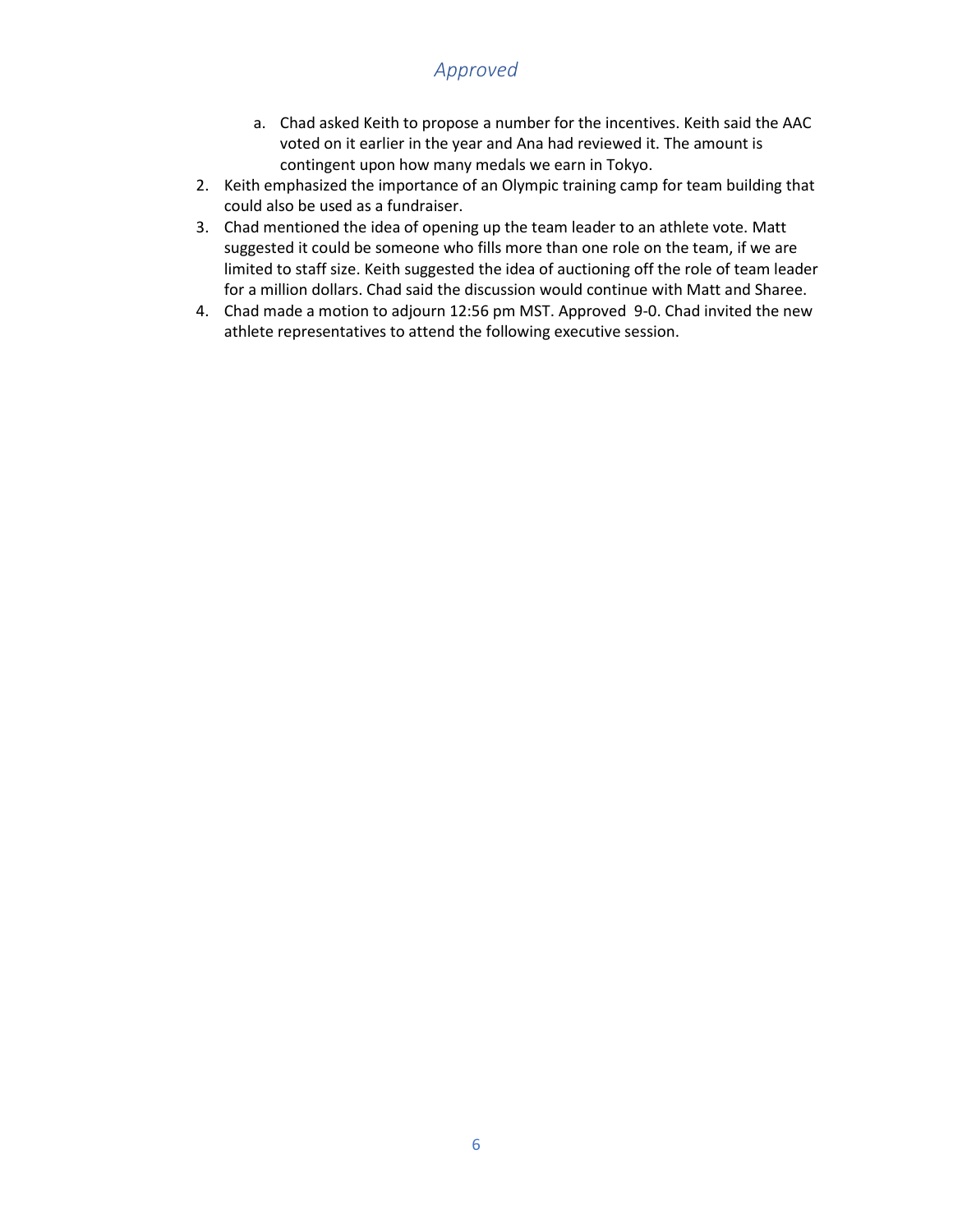*Approved*

   a. Chad asked Keith to propose a number for the incentives. Keith said the AAC voted on it earlier in the year and Ana had reviewed it. The amount is contingent upon how many medals we earn in Tokyo.

2. Keith emphasized the importance of an Olympic training camp for team building that could also be used as a fundraiser.
3. Chad mentioned the idea of opening up the team leader to an athlete vote. Matt suggested it could be someone who fills more than one role on the team, if we are limited to staff size. Keith suggested the idea of auctioning off the role of team leader for a million dollars. Chad said the discussion would continue with Matt and Sharee.
4. Chad made a motion to adjourn 12:56 pm MST. Approved 9-0. Chad invited the new athlete representatives to attend the following executive session.